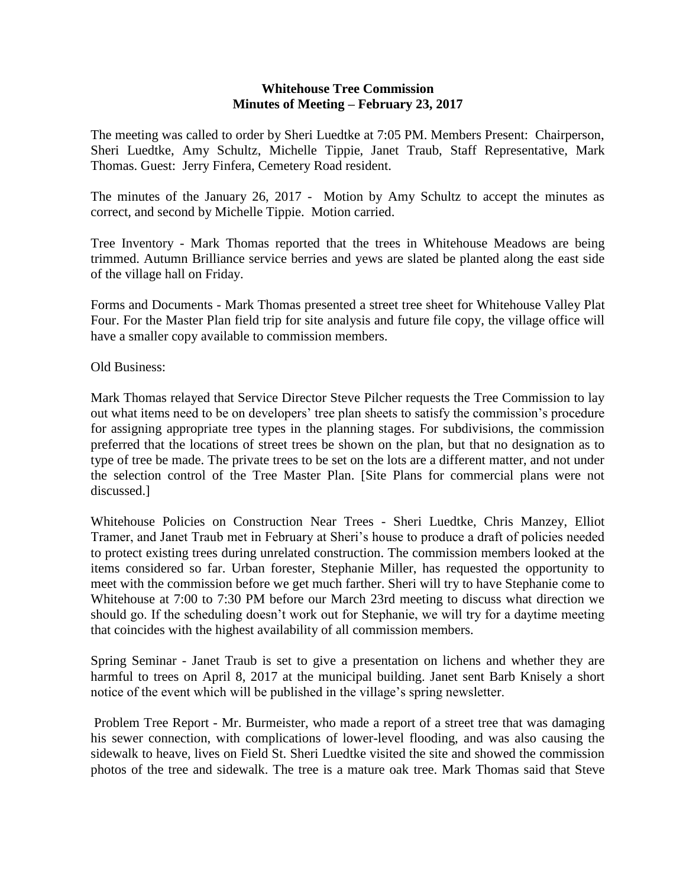**Whitehouse Tree Commission**
**Minutes of Meeting – February 23, 2017**

The meeting was called to order by Sheri Luedtke at 7:05 PM. Members Present: Chairperson, Sheri Luedtke, Amy Schultz, Michelle Tippie, Janet Traub, Staff Representative, Mark Thomas. Guest: Jerry Finfera, Cemetery Road resident.

The minutes of the January 26, 2017 - Motion by Amy Schultz to accept the minutes as correct, and second by Michelle Tippie. Motion carried.

Tree Inventory - Mark Thomas reported that the trees in Whitehouse Meadows are being trimmed. Autumn Brilliance service berries and yews are slated be planted along the east side of the village hall on Friday.

Forms and Documents - Mark Thomas presented a street tree sheet for Whitehouse Valley Plat Four. For the Master Plan field trip for site analysis and future file copy, the village office will have a smaller copy available to commission members.

Old Business:

Mark Thomas relayed that Service Director Steve Pilcher requests the Tree Commission to lay out what items need to be on developers' tree plan sheets to satisfy the commission's procedure for assigning appropriate tree types in the planning stages. For subdivisions, the commission preferred that the locations of street trees be shown on the plan, but that no designation as to type of tree be made. The private trees to be set on the lots are a different matter, and not under the selection control of the Tree Master Plan. [Site Plans for commercial plans were not discussed.]

Whitehouse Policies on Construction Near Trees - Sheri Luedtke, Chris Manzey, Elliot Tramer, and Janet Traub met in February at Sheri's house to produce a draft of policies needed to protect existing trees during unrelated construction. The commission members looked at the items considered so far. Urban forester, Stephanie Miller, has requested the opportunity to meet with the commission before we get much farther. Sheri will try to have Stephanie come to Whitehouse at 7:00 to 7:30 PM before our March 23rd meeting to discuss what direction we should go. If the scheduling doesn't work out for Stephanie, we will try for a daytime meeting that coincides with the highest availability of all commission members.

Spring Seminar - Janet Traub is set to give a presentation on lichens and whether they are harmful to trees on April 8, 2017 at the municipal building. Janet sent Barb Knisely a short notice of the event which will be published in the village's spring newsletter.

Problem Tree Report - Mr. Burmeister, who made a report of a street tree that was damaging his sewer connection, with complications of lower-level flooding, and was also causing the sidewalk to heave, lives on Field St. Sheri Luedtke visited the site and showed the commission photos of the tree and sidewalk. The tree is a mature oak tree. Mark Thomas said that Steve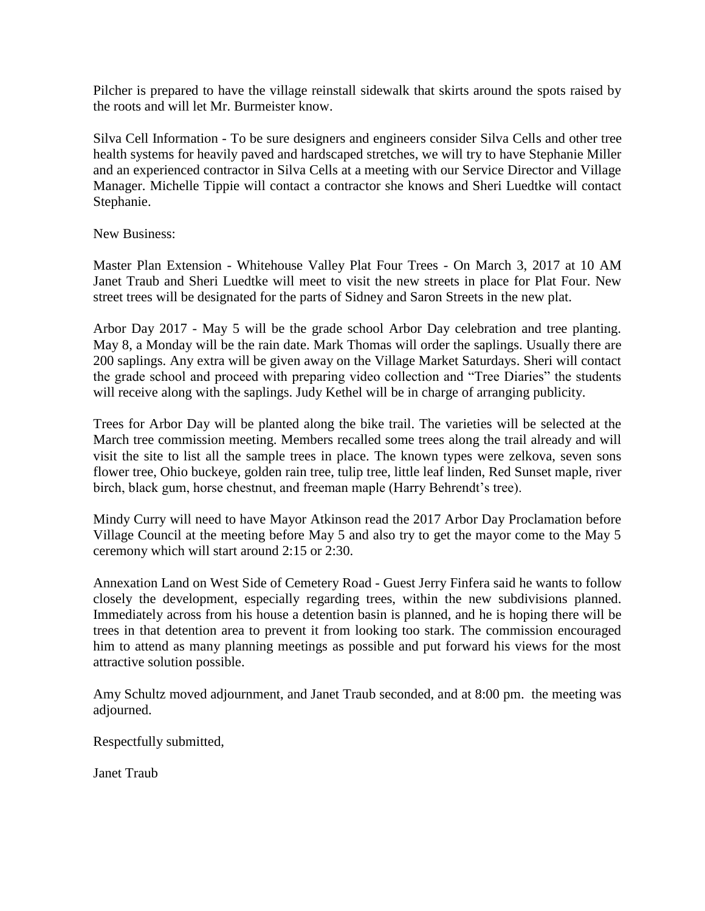Pilcher is prepared to have the village reinstall sidewalk that skirts around the spots raised by the roots and will let Mr. Burmeister know.

Silva Cell Information - To be sure designers and engineers consider Silva Cells and other tree health systems for heavily paved and hardscaped stretches, we will try to have Stephanie Miller and an experienced contractor in Silva Cells at a meeting with our Service Director and Village Manager. Michelle Tippie will contact a contractor she knows and Sheri Luedtke will contact Stephanie.

New Business:

Master Plan Extension - Whitehouse Valley Plat Four Trees - On March 3, 2017 at 10 AM Janet Traub and Sheri Luedtke will meet to visit the new streets in place for Plat Four. New street trees will be designated for the parts of Sidney and Saron Streets in the new plat.

Arbor Day 2017 - May 5 will be the grade school Arbor Day celebration and tree planting. May 8, a Monday will be the rain date. Mark Thomas will order the saplings. Usually there are 200 saplings. Any extra will be given away on the Village Market Saturdays. Sheri will contact the grade school and proceed with preparing video collection and "Tree Diaries" the students will receive along with the saplings. Judy Kethel will be in charge of arranging publicity.

Trees for Arbor Day will be planted along the bike trail. The varieties will be selected at the March tree commission meeting. Members recalled some trees along the trail already and will visit the site to list all the sample trees in place. The known types were zelkova, seven sons flower tree, Ohio buckeye, golden rain tree, tulip tree, little leaf linden, Red Sunset maple, river birch, black gum, horse chestnut, and freeman maple (Harry Behrendt's tree).

Mindy Curry will need to have Mayor Atkinson read the 2017 Arbor Day Proclamation before Village Council at the meeting before May 5 and also try to get the mayor come to the May 5 ceremony which will start around 2:15 or 2:30.

Annexation Land on West Side of Cemetery Road - Guest Jerry Finfera said he wants to follow closely the development, especially regarding trees, within the new subdivisions planned. Immediately across from his house a detention basin is planned, and he is hoping there will be trees in that detention area to prevent it from looking too stark. The commission encouraged him to attend as many planning meetings as possible and put forward his views for the most attractive solution possible.

Amy Schultz moved adjournment, and Janet Traub seconded, and at 8:00 pm. the meeting was adjourned.

Respectfully submitted,

Janet Traub